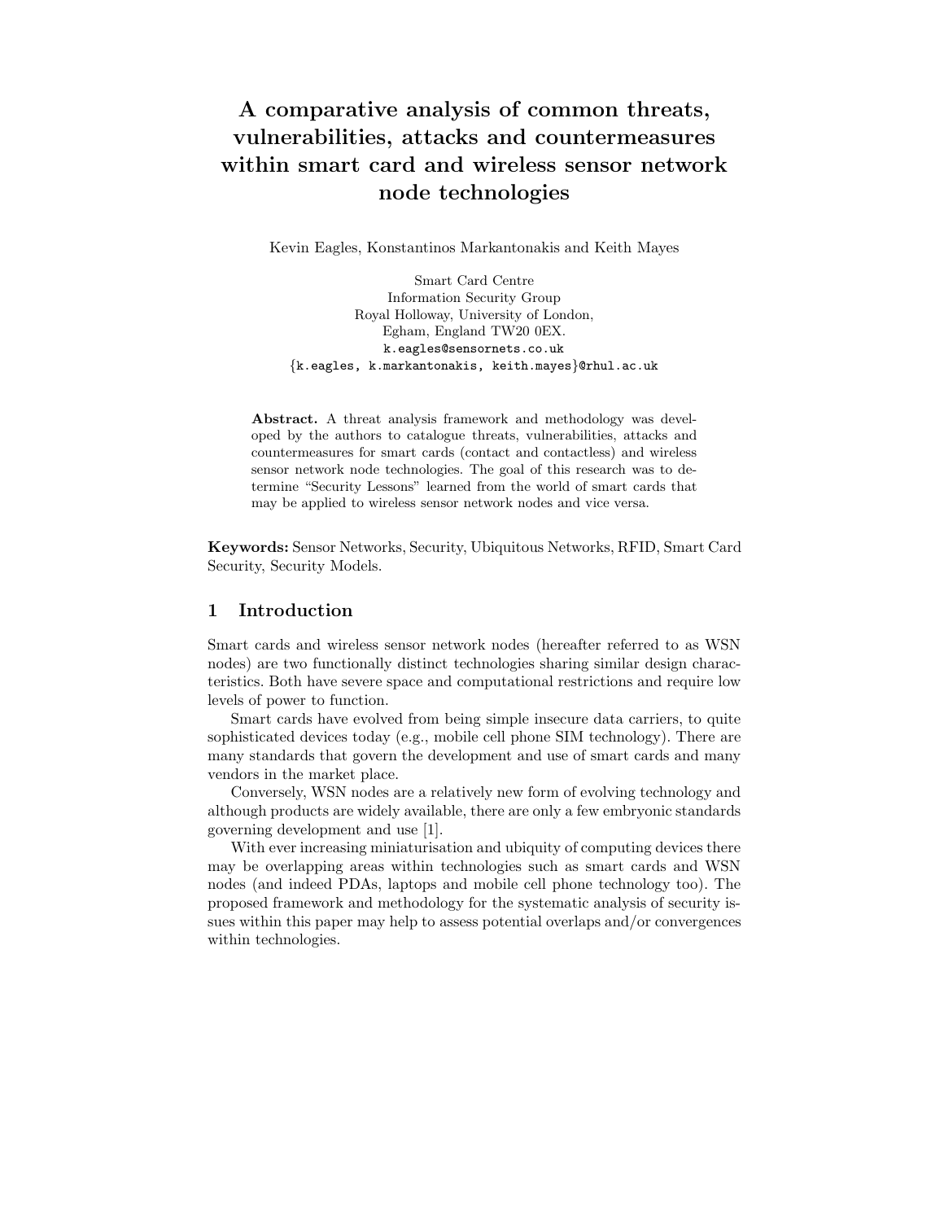# A comparative analysis of common threats, vulnerabilities, attacks and countermeasures within smart card and wireless sensor network node technologies

Kevin Eagles, Konstantinos Markantonakis and Keith Mayes

Smart Card Centre
Information Security Group
Royal Holloway, University of London,
Egham, England TW20 0EX.
k.eagles@sensornets.co.uk
{k.eagles, k.markantonakis, keith.mayes}@rhul.ac.uk

**Abstract.** A threat analysis framework and methodology was developed by the authors to catalogue threats, vulnerabilities, attacks and countermeasures for smart cards (contact and contactless) and wireless sensor network node technologies. The goal of this research was to determine "Security Lessons" learned from the world of smart cards that may be applied to wireless sensor network nodes and vice versa.

**Keywords:** Sensor Networks, Security, Ubiquitous Networks, RFID, Smart Card Security, Security Models.

## 1 Introduction

Smart cards and wireless sensor network nodes (hereafter referred to as WSN nodes) are two functionally distinct technologies sharing similar design characteristics. Both have severe space and computational restrictions and require low levels of power to function.

Smart cards have evolved from being simple insecure data carriers, to quite sophisticated devices today (e.g., mobile cell phone SIM technology). There are many standards that govern the development and use of smart cards and many vendors in the market place.

Conversely, WSN nodes are a relatively new form of evolving technology and although products are widely available, there are only a few embryonic standards governing development and use [1].

With ever increasing miniaturisation and ubiquity of computing devices there may be overlapping areas within technologies such as smart cards and WSN nodes (and indeed PDAs, laptops and mobile cell phone technology too). The proposed framework and methodology for the systematic analysis of security issues within this paper may help to assess potential overlaps and/or convergences within technologies.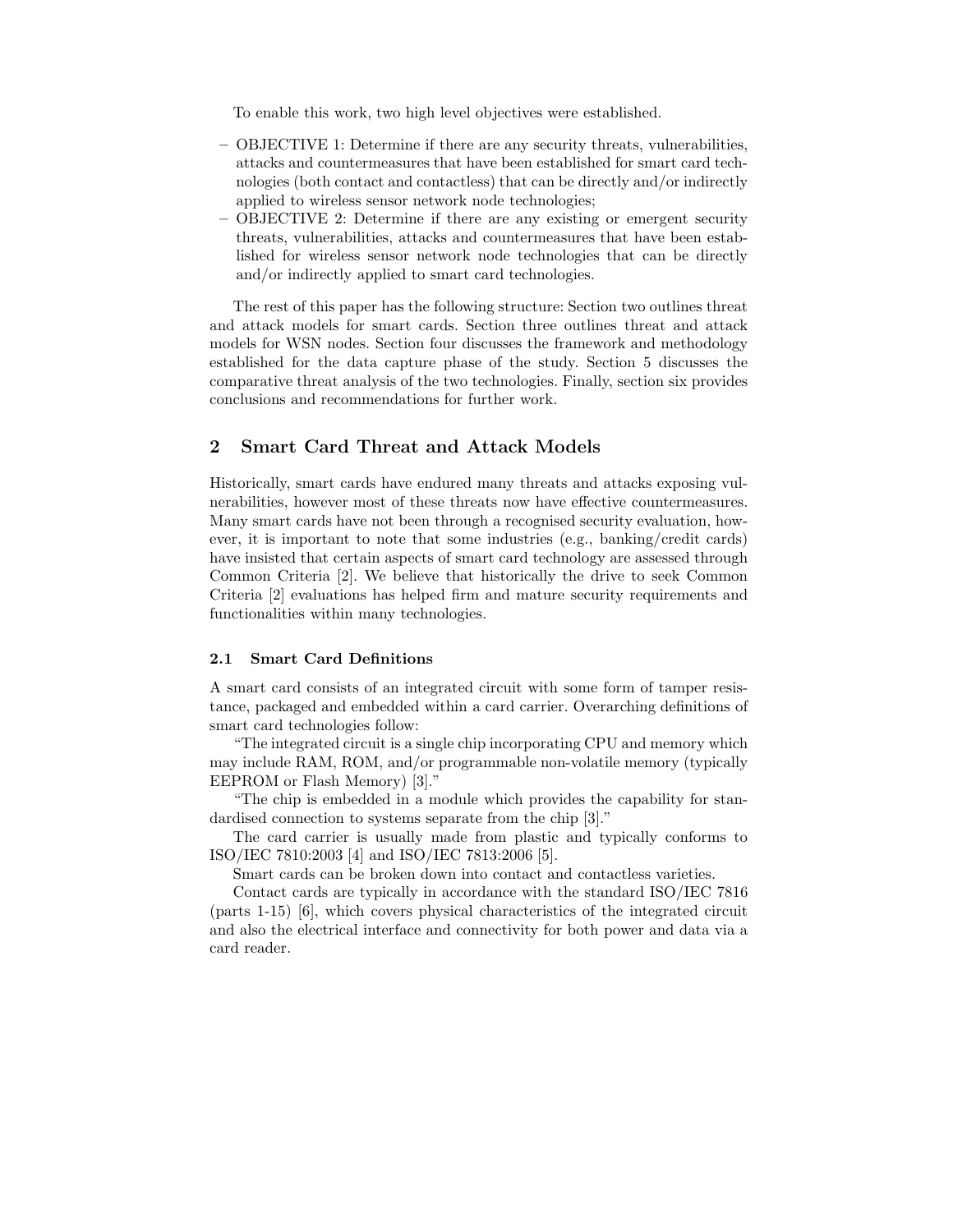To enable this work, two high level objectives were established.

- OBJECTIVE 1: Determine if there are any security threats, vulnerabilities, attacks and countermeasures that have been established for smart card technologies (both contact and contactless) that can be directly and/or indirectly applied to wireless sensor network node technologies;
- OBJECTIVE 2: Determine if there are any existing or emergent security threats, vulnerabilities, attacks and countermeasures that have been established for wireless sensor network node technologies that can be directly and/or indirectly applied to smart card technologies.

The rest of this paper has the following structure: Section two outlines threat and attack models for smart cards. Section three outlines threat and attack models for WSN nodes. Section four discusses the framework and methodology established for the data capture phase of the study. Section 5 discusses the comparative threat analysis of the two technologies. Finally, section six provides conclusions and recommendations for further work.

## 2 Smart Card Threat and Attack Models

Historically, smart cards have endured many threats and attacks exposing vulnerabilities, however most of these threats now have effective countermeasures. Many smart cards have not been through a recognised security evaluation, however, it is important to note that some industries (e.g., banking/credit cards) have insisted that certain aspects of smart card technology are assessed through Common Criteria [2]. We believe that historically the drive to seek Common Criteria [2] evaluations has helped firm and mature security requirements and functionalities within many technologies.

### 2.1 Smart Card Definitions

A smart card consists of an integrated circuit with some form of tamper resistance, packaged and embedded within a card carrier. Overarching definitions of smart card technologies follow:

"The integrated circuit is a single chip incorporating CPU and memory which may include RAM, ROM, and/or programmable non-volatile memory (typically EEPROM or Flash Memory) [3]."

"The chip is embedded in a module which provides the capability for standardised connection to systems separate from the chip [3]."

The card carrier is usually made from plastic and typically conforms to ISO/IEC 7810:2003 [4] and ISO/IEC 7813:2006 [5].

Smart cards can be broken down into contact and contactless varieties.

Contact cards are typically in accordance with the standard ISO/IEC 7816 (parts 1-15) [6], which covers physical characteristics of the integrated circuit and also the electrical interface and connectivity for both power and data via a card reader.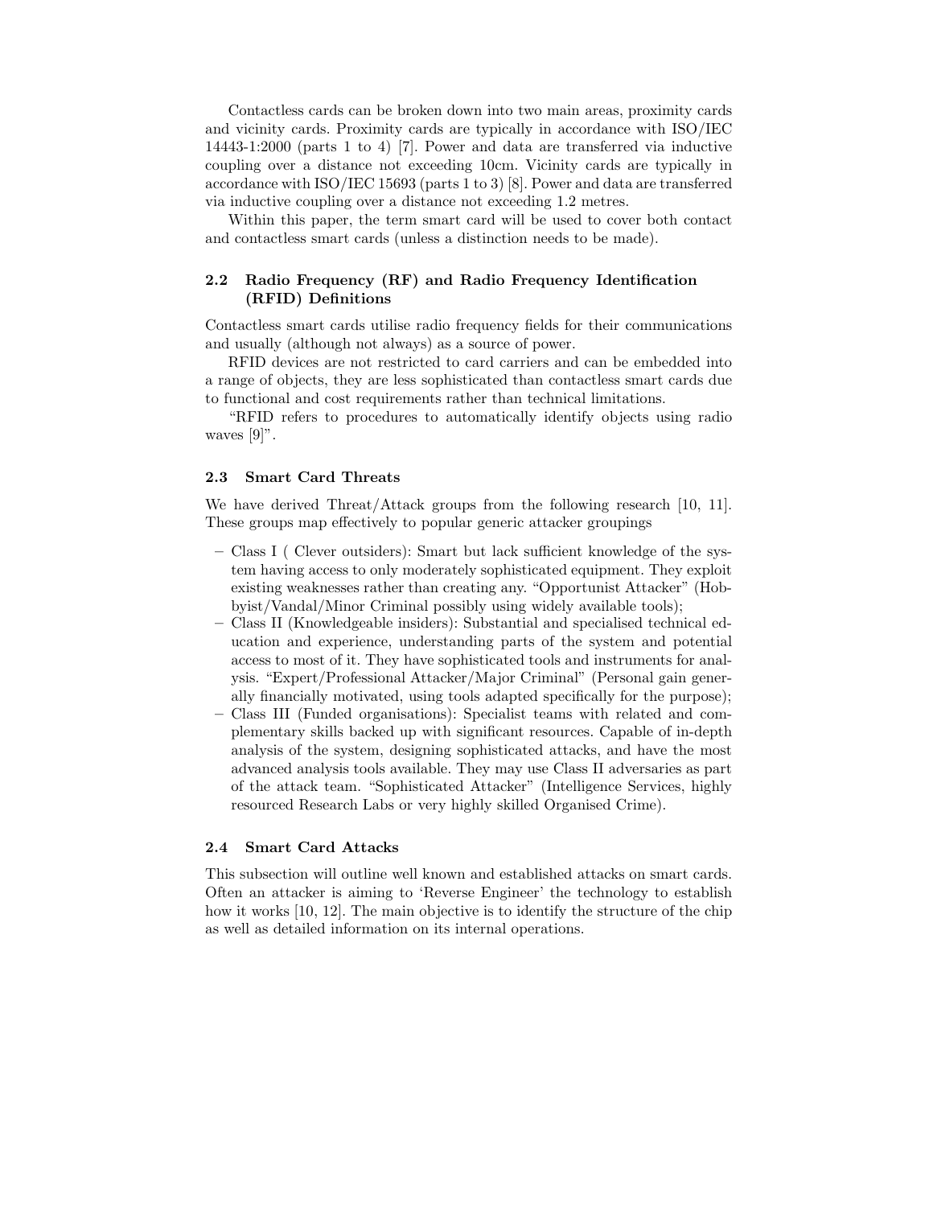Contactless cards can be broken down into two main areas, proximity cards and vicinity cards. Proximity cards are typically in accordance with ISO/IEC 14443-1:2000 (parts 1 to 4) [7]. Power and data are transferred via inductive coupling over a distance not exceeding 10cm. Vicinity cards are typically in accordance with ISO/IEC 15693 (parts 1 to 3) [8]. Power and data are transferred via inductive coupling over a distance not exceeding 1.2 metres.

Within this paper, the term smart card will be used to cover both contact and contactless smart cards (unless a distinction needs to be made).

### 2.2 Radio Frequency (RF) and Radio Frequency Identification (RFID) Definitions

Contactless smart cards utilise radio frequency fields for their communications and usually (although not always) as a source of power.

RFID devices are not restricted to card carriers and can be embedded into a range of objects, they are less sophisticated than contactless smart cards due to functional and cost requirements rather than technical limitations.

"RFID refers to procedures to automatically identify objects using radio waves [9]".

### 2.3 Smart Card Threats

We have derived Threat/Attack groups from the following research [10, 11]. These groups map effectively to popular generic attacker groupings

- Class I ( Clever outsiders): Smart but lack sufficient knowledge of the system having access to only moderately sophisticated equipment. They exploit existing weaknesses rather than creating any. "Opportunist Attacker" (Hobbyist/Vandal/Minor Criminal possibly using widely available tools);
- Class II (Knowledgeable insiders): Substantial and specialised technical education and experience, understanding parts of the system and potential access to most of it. They have sophisticated tools and instruments for analysis. "Expert/Professional Attacker/Major Criminal" (Personal gain generally financially motivated, using tools adapted specifically for the purpose);
- Class III (Funded organisations): Specialist teams with related and complementary skills backed up with significant resources. Capable of in-depth analysis of the system, designing sophisticated attacks, and have the most advanced analysis tools available. They may use Class II adversaries as part of the attack team. "Sophisticated Attacker" (Intelligence Services, highly resourced Research Labs or very highly skilled Organised Crime).

### 2.4 Smart Card Attacks

This subsection will outline well known and established attacks on smart cards. Often an attacker is aiming to 'Reverse Engineer' the technology to establish how it works [10, 12]. The main objective is to identify the structure of the chip as well as detailed information on its internal operations.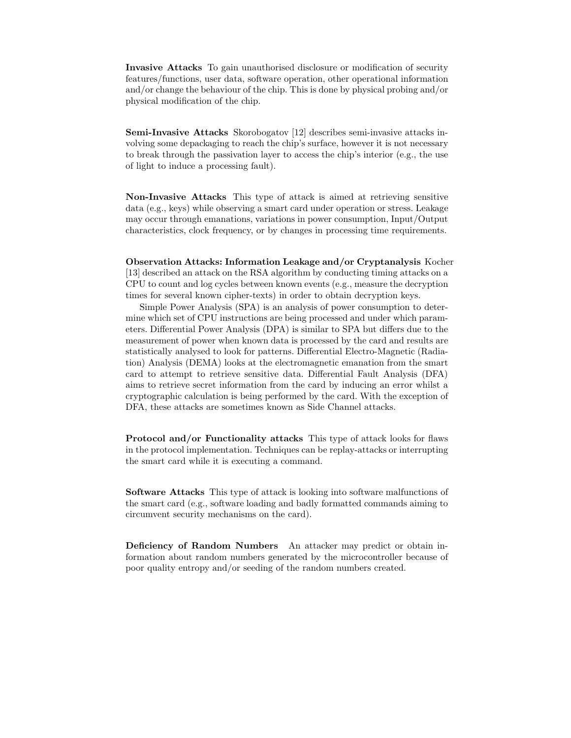**Invasive Attacks** To gain unauthorised disclosure or modification of security features/functions, user data, software operation, other operational information and/or change the behaviour of the chip. This is done by physical probing and/or physical modification of the chip.

**Semi-Invasive Attacks** Skorobogatov [12] describes semi-invasive attacks involving some depackaging to reach the chip's surface, however it is not necessary to break through the passivation layer to access the chip's interior (e.g., the use of light to induce a processing fault).

**Non-Invasive Attacks** This type of attack is aimed at retrieving sensitive data (e.g., keys) while observing a smart card under operation or stress. Leakage may occur through emanations, variations in power consumption, Input/Output characteristics, clock frequency, or by changes in processing time requirements.

**Observation Attacks: Information Leakage and/or Cryptanalysis** Kocher [13] described an attack on the RSA algorithm by conducting timing attacks on a CPU to count and log cycles between known events (e.g., measure the decryption times for several known cipher-texts) in order to obtain decryption keys.

Simple Power Analysis (SPA) is an analysis of power consumption to determine which set of CPU instructions are being processed and under which parameters. Differential Power Analysis (DPA) is similar to SPA but differs due to the measurement of power when known data is processed by the card and results are statistically analysed to look for patterns. Differential Electro-Magnetic (Radiation) Analysis (DEMA) looks at the electromagnetic emanation from the smart card to attempt to retrieve sensitive data. Differential Fault Analysis (DFA) aims to retrieve secret information from the card by inducing an error whilst a cryptographic calculation is being performed by the card. With the exception of DFA, these attacks are sometimes known as Side Channel attacks.

**Protocol and/or Functionality attacks** This type of attack looks for flaws in the protocol implementation. Techniques can be replay-attacks or interrupting the smart card while it is executing a command.

**Software Attacks** This type of attack is looking into software malfunctions of the smart card (e.g., software loading and badly formatted commands aiming to circumvent security mechanisms on the card).

**Deficiency of Random Numbers** An attacker may predict or obtain information about random numbers generated by the microcontroller because of poor quality entropy and/or seeding of the random numbers created.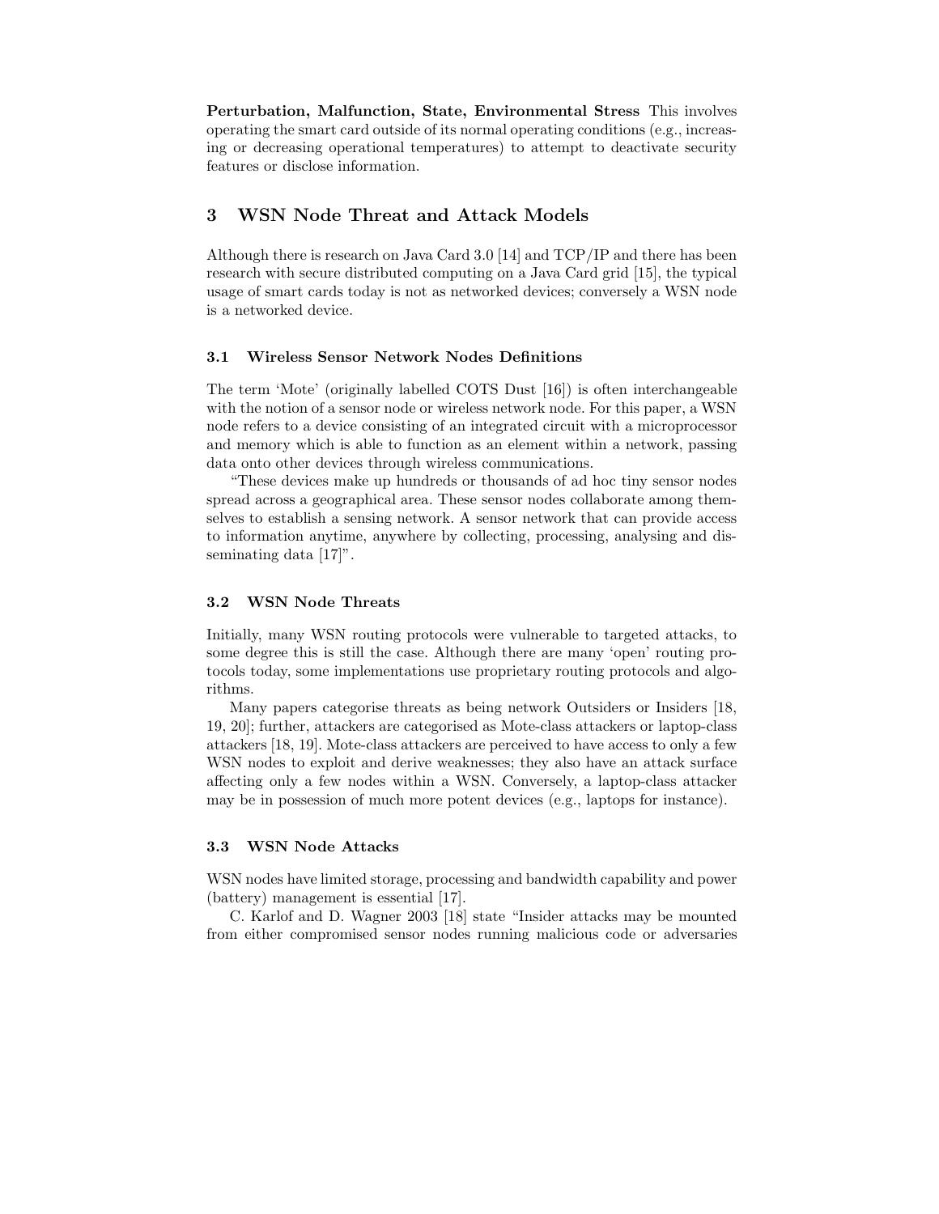**Perturbation, Malfunction, State, Environmental Stress** This involves operating the smart card outside of its normal operating conditions (e.g., increasing or decreasing operational temperatures) to attempt to deactivate security features or disclose information.

## 3 WSN Node Threat and Attack Models

Although there is research on Java Card 3.0 [14] and TCP/IP and there has been research with secure distributed computing on a Java Card grid [15], the typical usage of smart cards today is not as networked devices; conversely a WSN node is a networked device.

### 3.1 Wireless Sensor Network Nodes Definitions

The term 'Mote' (originally labelled COTS Dust [16]) is often interchangeable with the notion of a sensor node or wireless network node. For this paper, a WSN node refers to a device consisting of an integrated circuit with a microprocessor and memory which is able to function as an element within a network, passing data onto other devices through wireless communications.

"These devices make up hundreds or thousands of ad hoc tiny sensor nodes spread across a geographical area. These sensor nodes collaborate among themselves to establish a sensing network. A sensor network that can provide access to information anytime, anywhere by collecting, processing, analysing and disseminating data [17]".

### 3.2 WSN Node Threats

Initially, many WSN routing protocols were vulnerable to targeted attacks, to some degree this is still the case. Although there are many 'open' routing protocols today, some implementations use proprietary routing protocols and algorithms.

Many papers categorise threats as being network Outsiders or Insiders [18, 19, 20]; further, attackers are categorised as Mote-class attackers or laptop-class attackers [18, 19]. Mote-class attackers are perceived to have access to only a few WSN nodes to exploit and derive weaknesses; they also have an attack surface affecting only a few nodes within a WSN. Conversely, a laptop-class attacker may be in possession of much more potent devices (e.g., laptops for instance).

### 3.3 WSN Node Attacks

WSN nodes have limited storage, processing and bandwidth capability and power (battery) management is essential [17].

C. Karlof and D. Wagner 2003 [18] state "Insider attacks may be mounted from either compromised sensor nodes running malicious code or adversaries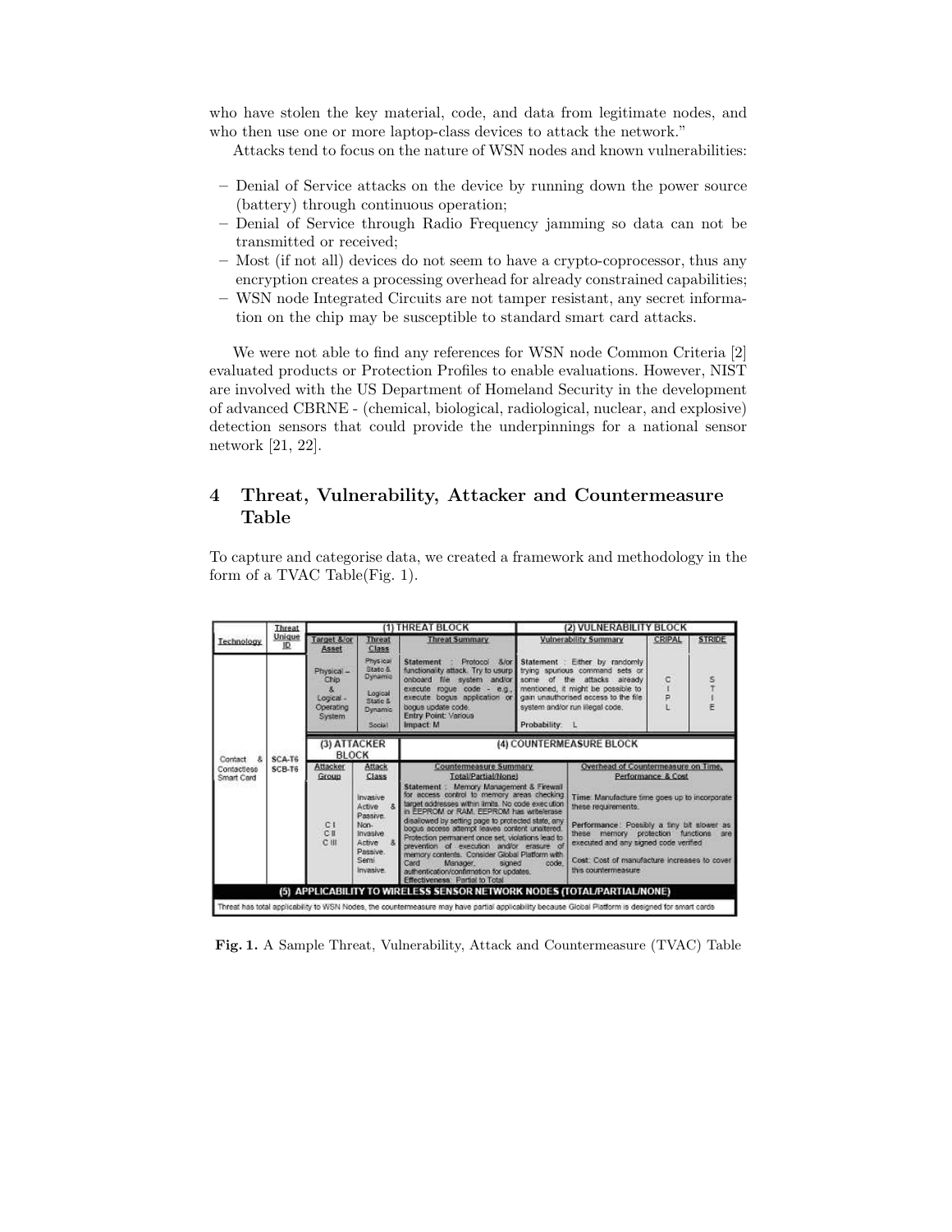who have stolen the key material, code, and data from legitimate nodes, and who then use one or more laptop-class devices to attack the network."

Attacks tend to focus on the nature of WSN nodes and known vulnerabilities:

- Denial of Service attacks on the device by running down the power source (battery) through continuous operation;
- Denial of Service through Radio Frequency jamming so data can not be transmitted or received;
- Most (if not all) devices do not seem to have a crypto-coprocessor, thus any encryption creates a processing overhead for already constrained capabilities;
- WSN node Integrated Circuits are not tamper resistant, any secret information on the chip may be susceptible to standard smart card attacks.

We were not able to find any references for WSN node Common Criteria [2] evaluated products or Protection Profiles to enable evaluations. However, NIST are involved with the US Department of Homeland Security in the development of advanced CBRNE - (chemical, biological, radiological, nuclear, and explosive) detection sensors that could provide the underpinnings for a national sensor network [21, 22].

## 4 Threat, Vulnerability, Attacker and Countermeasure Table

To capture and categorise data, we created a framework and methodology in the form of a TVAC Table(Fig. 1).

| Technology | Threat Unique ID | (1) THREAT BLOCK | | | (2) VULNERABILITY BLOCK | | |
|---|---|---|---|---|---|---|---|
| | | Target &/or Asset | Threat Class | Threat Summary | Vulnerability Summary | CRIPAL | STRIDE |
| Contact & Contactless Smart Card | SCA-T6 SCB-T6 | Physical – Chip & Logical - Operating System | Physical Static & Dynamic; Logical Static & Dynamic; Social | **Statement** : Protocol &/or functionality attack. Try to usurp onboard file system and/or execute rogue code - e.g., execute bogus application or bogus update code. **Entry Point**: Various **Impact**: M | **Statement** : Either by randomly trying spurious command sets or some of the attacks already mentioned, it might be possible to gain unauthorised access to the file system and/or run illegal code. **Probability**: L | C I P L | S T I E |
| | | (3) ATTACKER BLOCK | | (4) COUNTERMEASURE BLOCK | | | |
| | | Attacker Group | Attack Class | Countermeasure Summary Total/Partial/None) | Overhead of Countermeasure on Time, Performance & Cost | | |
| | | C I C II C III | Invasive Active & Passive. Non-Invasive Active & Passive. Semi Invasive. | **Statement** : Memory Management & Firewall for access control to memory areas checking target addresses within limits. No code execution in EEPROM or RAM. EEPROM has write/erase disallowed by setting page to protected state, any bogus access attempt leaves content unaltered. Protection permanent once set, violations lead to prevention of execution and/or erasure of memory contents. Consider Global Platform with Card Manager, signed code, authentication/confirmation for updates. **Effectiveness**: Partial to Total | **Time**: Manufacture time goes up to incorporate these requirements. **Performance**: Possibly a tiny bit slower as these memory protection functions are executed and any signed code verified. **Cost**: Cost of manufacture increases to cover this countermeasure | | |
| (5) APPLICABILITY TO WIRELESS SENSOR NETWORK NODES (TOTAL/PARTIAL/NONE) | | | | | | | |
| Threat has total applicability to WSN Nodes, the countermeasure may have partial applicability because Global Platform is designed for smart cards | | | | | | | |

**Fig. 1.** A Sample Threat, Vulnerability, Attack and Countermeasure (TVAC) Table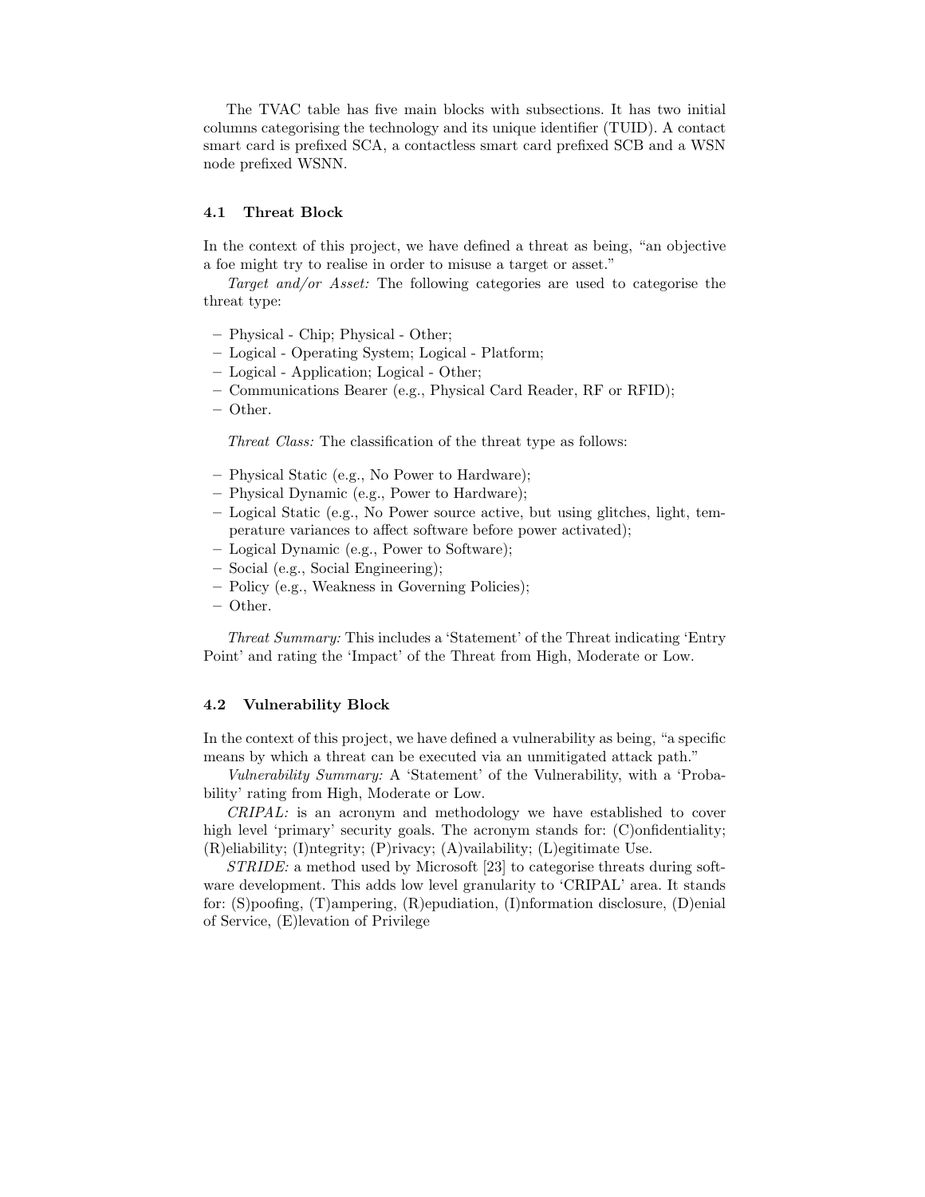The TVAC table has five main blocks with subsections. It has two initial columns categorising the technology and its unique identifier (TUID). A contact smart card is prefixed SCA, a contactless smart card prefixed SCB and a WSN node prefixed WSNN.

### 4.1 Threat Block

In the context of this project, we have defined a threat as being, "an objective a foe might try to realise in order to misuse a target or asset."

*Target and/or Asset:* The following categories are used to categorise the threat type:

- Physical - Chip; Physical - Other;
- Logical - Operating System; Logical - Platform;
- Logical - Application; Logical - Other;
- Communications Bearer (e.g., Physical Card Reader, RF or RFID);
- Other.

*Threat Class:* The classification of the threat type as follows:

- Physical Static (e.g., No Power to Hardware);
- Physical Dynamic (e.g., Power to Hardware);
- Logical Static (e.g., No Power source active, but using glitches, light, temperature variances to affect software before power activated);
- Logical Dynamic (e.g., Power to Software);
- Social (e.g., Social Engineering);
- Policy (e.g., Weakness in Governing Policies);
- Other.

*Threat Summary:* This includes a 'Statement' of the Threat indicating 'Entry Point' and rating the 'Impact' of the Threat from High, Moderate or Low.

### 4.2 Vulnerability Block

In the context of this project, we have defined a vulnerability as being, "a specific means by which a threat can be executed via an unmitigated attack path."

*Vulnerability Summary:* A 'Statement' of the Vulnerability, with a 'Probability' rating from High, Moderate or Low.

*CRIPAL:* is an acronym and methodology we have established to cover high level 'primary' security goals. The acronym stands for: (C)onfidentiality; (R)eliability; (I)ntegrity; (P)rivacy; (A)vailability; (L)egitimate Use.

*STRIDE:* a method used by Microsoft [23] to categorise threats during software development. This adds low level granularity to 'CRIPAL' area. It stands for: (S)poofing, (T)ampering, (R)epudiation, (I)nformation disclosure, (D)enial of Service, (E)levation of Privilege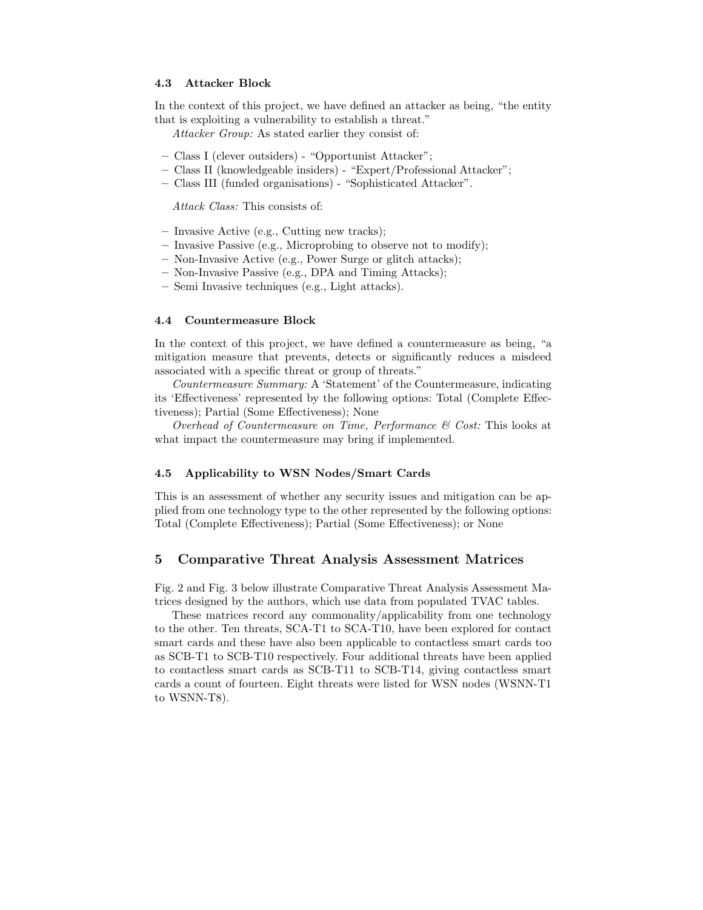### 4.3 Attacker Block

In the context of this project, we have defined an attacker as being, "the entity that is exploiting a vulnerability to establish a threat."

*Attacker Group:* As stated earlier they consist of:

- Class I (clever outsiders) - "Opportunist Attacker";
- Class II (knowledgeable insiders) - "Expert/Professional Attacker";
- Class III (funded organisations) - "Sophisticated Attacker".

*Attack Class:* This consists of:

- Invasive Active (e.g., Cutting new tracks);
- Invasive Passive (e.g., Microprobing to observe not to modify);
- Non-Invasive Active (e.g., Power Surge or glitch attacks);
- Non-Invasive Passive (e.g., DPA and Timing Attacks);
- Semi Invasive techniques (e.g., Light attacks).

### 4.4 Countermeasure Block

In the context of this project, we have defined a countermeasure as being, "a mitigation measure that prevents, detects or significantly reduces a misdeed associated with a specific threat or group of threats."

*Countermeasure Summary:* A 'Statement' of the Countermeasure, indicating its 'Effectiveness' represented by the following options: Total (Complete Effectiveness); Partial (Some Effectiveness); None

*Overhead of Countermeasure on Time, Performance & Cost:* This looks at what impact the countermeasure may bring if implemented.

### 4.5 Applicability to WSN Nodes/Smart Cards

This is an assessment of whether any security issues and mitigation can be applied from one technology type to the other represented by the following options: Total (Complete Effectiveness); Partial (Some Effectiveness); or None

## 5 Comparative Threat Analysis Assessment Matrices

Fig. 2 and Fig. 3 below illustrate Comparative Threat Analysis Assessment Matrices designed by the authors, which use data from populated TVAC tables.

These matrices record any commonality/applicability from one technology to the other. Ten threats, SCA-T1 to SCA-T10, have been explored for contact smart cards and these have also been applicable to contactless smart cards too as SCB-T1 to SCB-T10 respectively. Four additional threats have been applied to contactless smart cards as SCB-T11 to SCB-T14, giving contactless smart cards a count of fourteen. Eight threats were listed for WSN nodes (WSNN-T1 to WSNN-T8).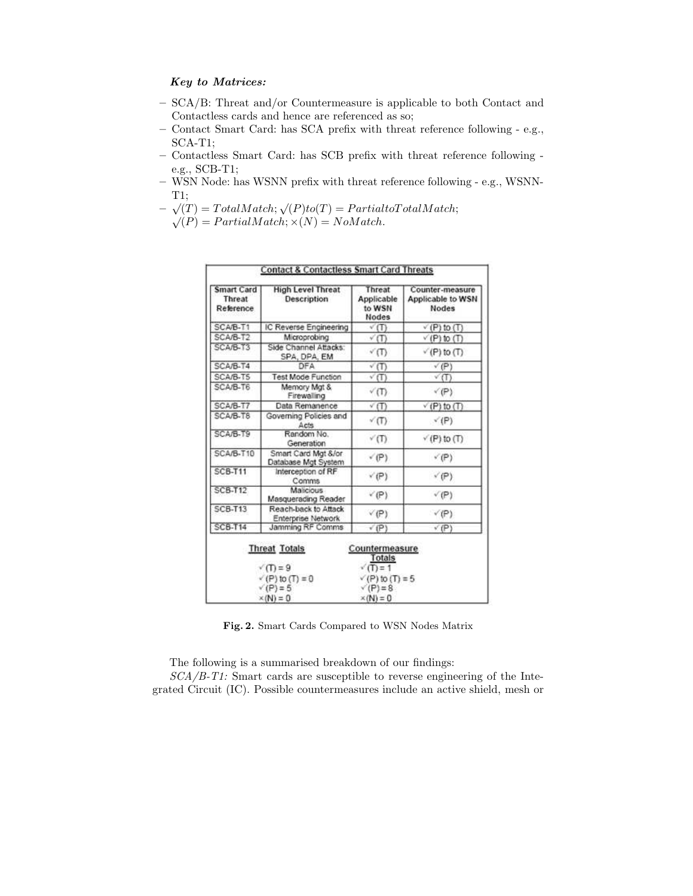***Key to Matrices:***

- SCA/B: Threat and/or Countermeasure is applicable to both Contact and Contactless cards and hence are referenced as so;
- Contact Smart Card: has SCA prefix with threat reference following - e.g., SCA-T1;
- Contactless Smart Card: has SCB prefix with threat reference following - e.g., SCB-T1;
- WSN Node: has WSNN prefix with threat reference following - e.g., WSNN-T1;
- $\surd(T) = TotalMatch$; $\surd(P)to(T) = PartialtoTotalMatch$; $\surd(P) = PartialMatch$; $\times(N) = NoMatch$.

| Contact & Contactless Smart Card Threats | | | |
|---|---|---|---|
| Smart Card Threat Reference | High Level Threat Description | Threat Applicable to WSN Nodes | Counter-measure Applicable to WSN Nodes |
| SCA/B-T1 | IC Reverse Engineering | ✓(T) | ✓(P) to (T) |
| SCA/B-T2 | Microprobing | ✓(T) | ✓(P) to (T) |
| SCA/B-T3 | Side Channel Attacks: SPA, DPA, EM | ✓(T) | ✓(P) to (T) |
| SCA/B-T4 | DFA | ✓(T) | ✓(P) |
| SCA/B-T5 | Test Mode Function | ✓(T) | ✓(T) |
| SCA/B-T6 | Memory Mgt & Firewalling | ✓(T) | ✓(P) |
| SCA/B-T7 | Data Remanence | ✓(T) | ✓(P) to (T) |
| SCA/B-T8 | Governing Policies and Acts | ✓(T) | ✓(P) |
| SCA/B-T9 | Random No. Generation | ✓(T) | ✓(P) to (T) |
| SCA/B-T10 | Smart Card Mgt &/or Database Mgt System | ✓(P) | ✓(P) |
| SCB-T11 | Interception of RF Comms | ✓(P) | ✓(P) |
| SCB-T12 | Malicious Masquerading Reader | ✓(P) | ✓(P) |
| SCB-T13 | Reach-back to Attack Enterprise Network | ✓(P) | ✓(P) |
| SCB-T14 | Jamming RF Comms | ✓(P) | ✓(P) |

| Threat Totals | Countermeasure Totals |
|---|---|
| ✓(T) = 9 | ✓(T) = 1 |
| ✓(P) to (T) = 0 | ✓(P) to (T) = 5 |
| ✓(P) = 5 | ✓(P) = 8 |
| ×(N) = 0 | ×(N) = 0 |

**Fig. 2.** Smart Cards Compared to WSN Nodes Matrix

The following is a summarised breakdown of our findings:

*SCA/B-T1:* Smart cards are susceptible to reverse engineering of the Integrated Circuit (IC). Possible countermeasures include an active shield, mesh or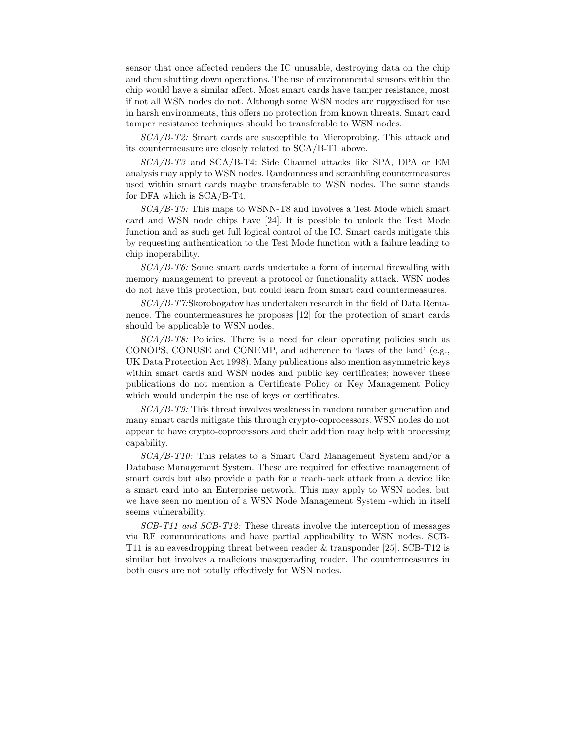sensor that once affected renders the IC unusable, destroying data on the chip and then shutting down operations. The use of environmental sensors within the chip would have a similar affect. Most smart cards have tamper resistance, most if not all WSN nodes do not. Although some WSN nodes are ruggedised for use in harsh environments, this offers no protection from known threats. Smart card tamper resistance techniques should be transferable to WSN nodes.

*SCA/B-T2:* Smart cards are susceptible to Microprobing. This attack and its countermeasure are closely related to SCA/B-T1 above.

*SCA/B-T3* and SCA/B-T4: Side Channel attacks like SPA, DPA or EM analysis may apply to WSN nodes. Randomness and scrambling countermeasures used within smart cards maybe transferable to WSN nodes. The same stands for DFA which is SCA/B-T4.

*SCA/B-T5:* This maps to WSNN-T8 and involves a Test Mode which smart card and WSN node chips have [24]. It is possible to unlock the Test Mode function and as such get full logical control of the IC. Smart cards mitigate this by requesting authentication to the Test Mode function with a failure leading to chip inoperability.

*SCA/B-T6:* Some smart cards undertake a form of internal firewalling with memory management to prevent a protocol or functionality attack. WSN nodes do not have this protection, but could learn from smart card countermeasures.

*SCA/B-T7:*Skorobogatov has undertaken research in the field of Data Remanence. The countermeasures he proposes [12] for the protection of smart cards should be applicable to WSN nodes.

*SCA/B-T8:* Policies. There is a need for clear operating policies such as CONOPS, CONUSE and CONEMP, and adherence to 'laws of the land' (e.g., UK Data Protection Act 1998). Many publications also mention asymmetric keys within smart cards and WSN nodes and public key certificates; however these publications do not mention a Certificate Policy or Key Management Policy which would underpin the use of keys or certificates.

*SCA/B-T9:* This threat involves weakness in random number generation and many smart cards mitigate this through crypto-coprocessors. WSN nodes do not appear to have crypto-coprocessors and their addition may help with processing capability.

*SCA/B-T10:* This relates to a Smart Card Management System and/or a Database Management System. These are required for effective management of smart cards but also provide a path for a reach-back attack from a device like a smart card into an Enterprise network. This may apply to WSN nodes, but we have seen no mention of a WSN Node Management System -which in itself seems vulnerability.

*SCB-T11 and SCB-T12:* These threats involve the interception of messages via RF communications and have partial applicability to WSN nodes. SCB-T11 is an eavesdropping threat between reader & transponder [25]. SCB-T12 is similar but involves a malicious masquerading reader. The countermeasures in both cases are not totally effectively for WSN nodes.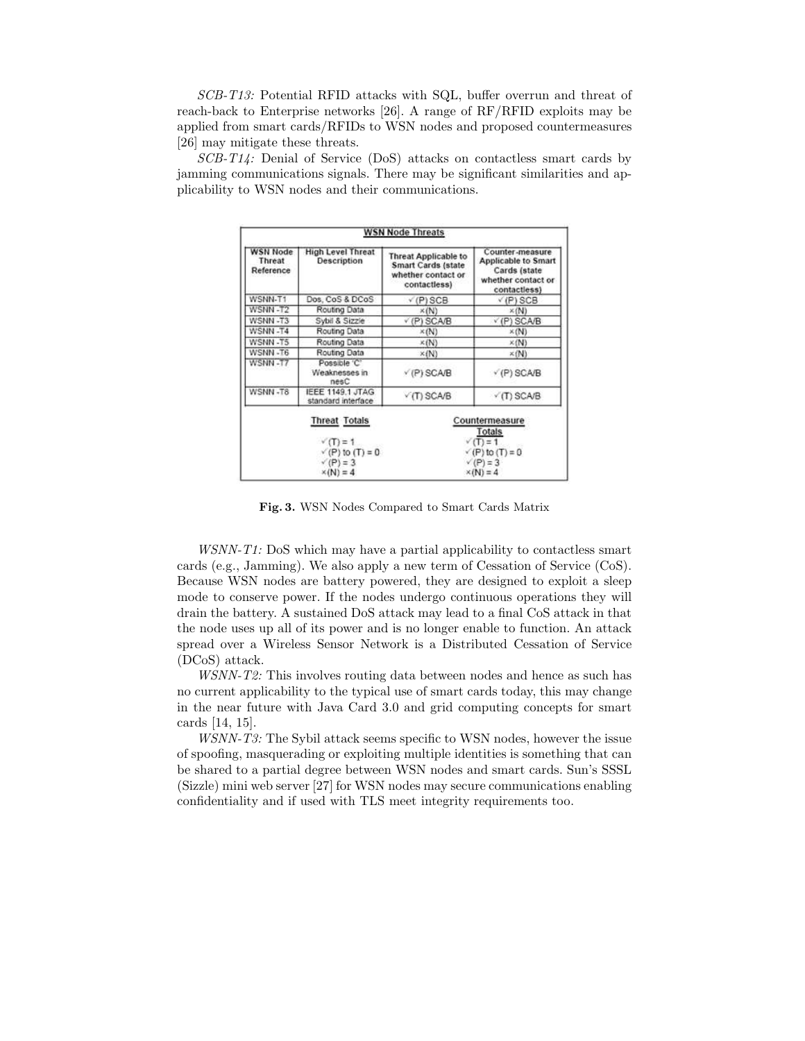*SCB-T13:* Potential RFID attacks with SQL, buffer overrun and threat of reach-back to Enterprise networks [26]. A range of RF/RFID exploits may be applied from smart cards/RFIDs to WSN nodes and proposed countermeasures [26] may mitigate these threats.

*SCB-T14:* Denial of Service (DoS) attacks on contactless smart cards by jamming communications signals. There may be significant similarities and applicability to WSN nodes and their communications.

**WSN Node Threats**

| WSN Node Threat Reference | High Level Threat Description | Threat Applicable to Smart Cards (state whether contact or contactless) | Counter-measure Applicable to Smart Cards (state whether contact or contactless) |
|---|---|---|---|
| WSNN-T1 | Dos, CoS & DCoS | ✓(P) SCB | ✓(P) SCB |
| WSNN -T2 | Routing Data | ×(N) | ×(N) |
| WSNN -T3 | Sybil & Sizzle | ✓(P) SCA/B | ✓(P) SCA/B |
| WSNN -T4 | Routing Data | ×(N) | ×(N) |
| WSNN -T5 | Routing Data | ×(N) | ×(N) |
| WSNN -T6 | Routing Data | ×(N) | ×(N) |
| WSNN -T7 | Possible 'C' Weaknesses in nesC | ✓(P) SCA/B | ✓(P) SCA/B |
| WSNN -T8 | IEEE 1149.1 JTAG standard interface | ✓(T) SCA/B | ✓(T) SCA/B |

| Threat Totals | Countermeasure Totals |
|---|---|
| ✓(T) = 1 | ✓(T) = 1 |
| ✓(P) to (T) = 0 | ✓(P) to (T) = 0 |
| ✓(P) = 3 | ✓(P) = 3 |
| ×(N) = 4 | ×(N) = 4 |

**Fig. 3.** WSN Nodes Compared to Smart Cards Matrix

*WSNN-T1:* DoS which may have a partial applicability to contactless smart cards (e.g., Jamming). We also apply a new term of Cessation of Service (CoS). Because WSN nodes are battery powered, they are designed to exploit a sleep mode to conserve power. If the nodes undergo continuous operations they will drain the battery. A sustained DoS attack may lead to a final CoS attack in that the node uses up all of its power and is no longer enable to function. An attack spread over a Wireless Sensor Network is a Distributed Cessation of Service (DCoS) attack.

*WSNN-T2:* This involves routing data between nodes and hence as such has no current applicability to the typical use of smart cards today, this may change in the near future with Java Card 3.0 and grid computing concepts for smart cards [14, 15].

*WSNN-T3:* The Sybil attack seems specific to WSN nodes, however the issue of spoofing, masquerading or exploiting multiple identities is something that can be shared to a partial degree between WSN nodes and smart cards. Sun's SSSL (Sizzle) mini web server [27] for WSN nodes may secure communications enabling confidentiality and if used with TLS meet integrity requirements too.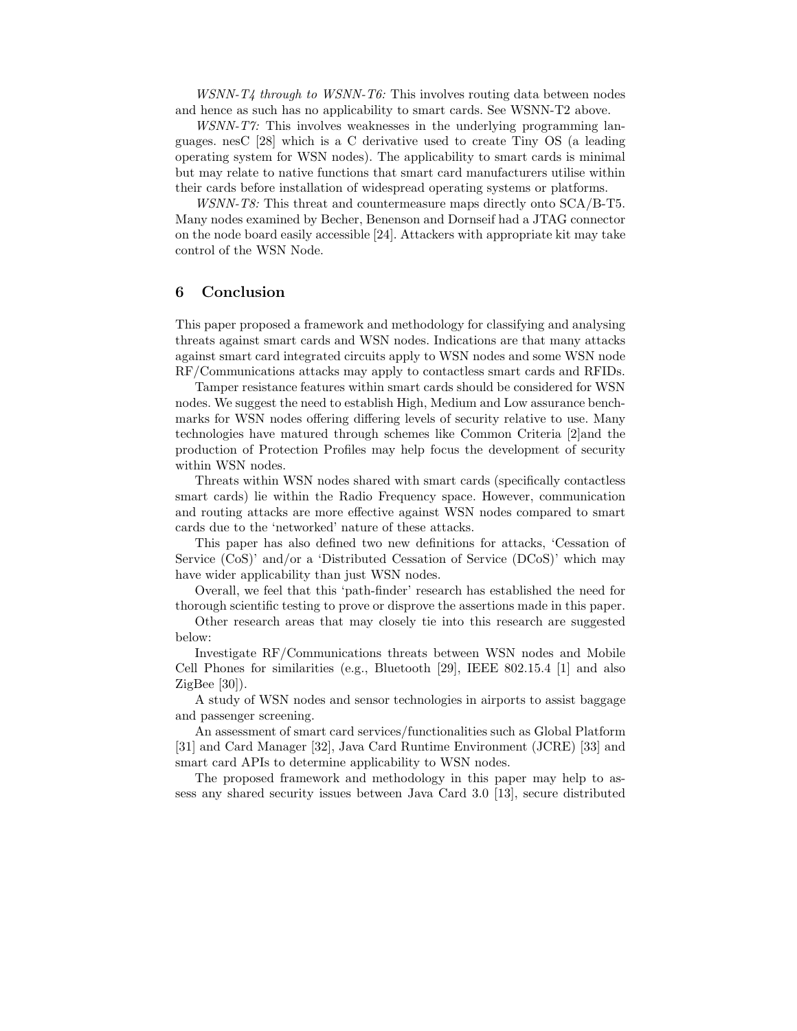*WSNN-T4 through to WSNN-T6:* This involves routing data between nodes and hence as such has no applicability to smart cards. See WSNN-T2 above.

*WSNN-T7:* This involves weaknesses in the underlying programming languages. nesC [28] which is a C derivative used to create Tiny OS (a leading operating system for WSN nodes). The applicability to smart cards is minimal but may relate to native functions that smart card manufacturers utilise within their cards before installation of widespread operating systems or platforms.

*WSNN-T8:* This threat and countermeasure maps directly onto SCA/B-T5. Many nodes examined by Becher, Benenson and Dornseif had a JTAG connector on the node board easily accessible [24]. Attackers with appropriate kit may take control of the WSN Node.

## 6 Conclusion

This paper proposed a framework and methodology for classifying and analysing threats against smart cards and WSN nodes. Indications are that many attacks against smart card integrated circuits apply to WSN nodes and some WSN node RF/Communications attacks may apply to contactless smart cards and RFIDs.

Tamper resistance features within smart cards should be considered for WSN nodes. We suggest the need to establish High, Medium and Low assurance benchmarks for WSN nodes offering differing levels of security relative to use. Many technologies have matured through schemes like Common Criteria [2]and the production of Protection Profiles may help focus the development of security within WSN nodes.

Threats within WSN nodes shared with smart cards (specifically contactless smart cards) lie within the Radio Frequency space. However, communication and routing attacks are more effective against WSN nodes compared to smart cards due to the 'networked' nature of these attacks.

This paper has also defined two new definitions for attacks, 'Cessation of Service (CoS)' and/or a 'Distributed Cessation of Service (DCoS)' which may have wider applicability than just WSN nodes.

Overall, we feel that this 'path-finder' research has established the need for thorough scientific testing to prove or disprove the assertions made in this paper.

Other research areas that may closely tie into this research are suggested below:

Investigate RF/Communications threats between WSN nodes and Mobile Cell Phones for similarities (e.g., Bluetooth [29], IEEE 802.15.4 [1] and also ZigBee [30]).

A study of WSN nodes and sensor technologies in airports to assist baggage and passenger screening.

An assessment of smart card services/functionalities such as Global Platform [31] and Card Manager [32], Java Card Runtime Environment (JCRE) [33] and smart card APIs to determine applicability to WSN nodes.

The proposed framework and methodology in this paper may help to assess any shared security issues between Java Card 3.0 [13], secure distributed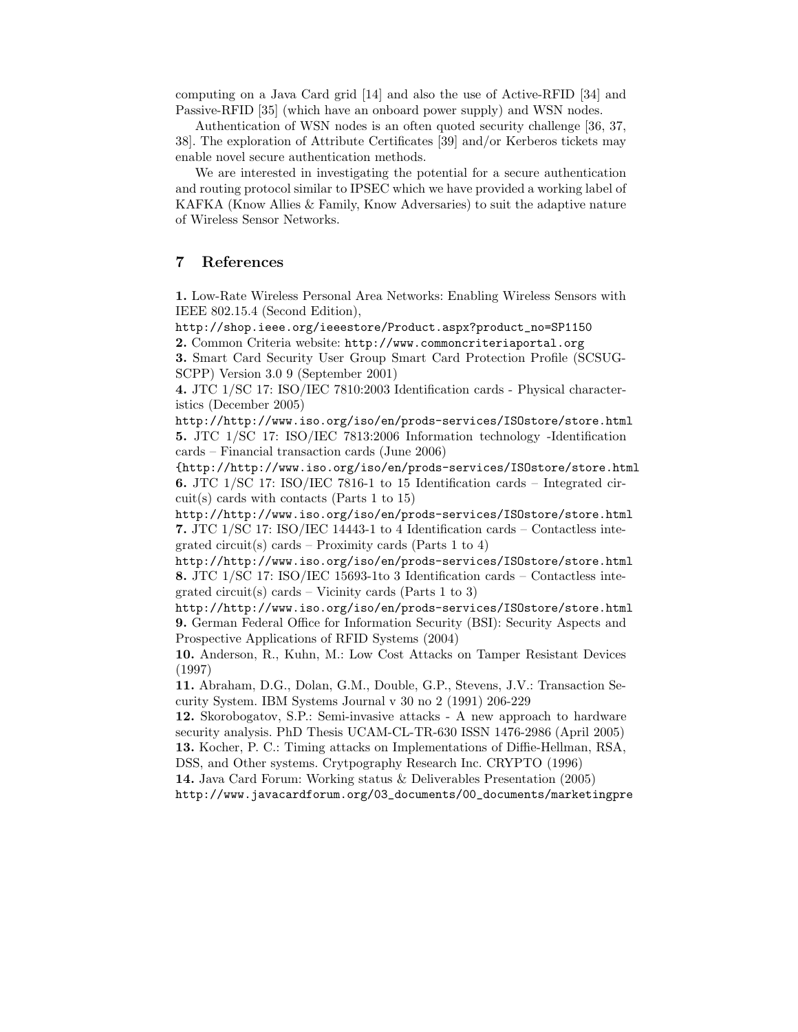computing on a Java Card grid [14] and also the use of Active-RFID [34] and Passive-RFID [35] (which have an onboard power supply) and WSN nodes.

Authentication of WSN nodes is an often quoted security challenge [36, 37, 38]. The exploration of Attribute Certificates [39] and/or Kerberos tickets may enable novel secure authentication methods.

We are interested in investigating the potential for a secure authentication and routing protocol similar to IPSEC which we have provided a working label of KAFKA (Know Allies & Family, Know Adversaries) to suit the adaptive nature of Wireless Sensor Networks.

## 7 References

**1.** Low-Rate Wireless Personal Area Networks: Enabling Wireless Sensors with IEEE 802.15.4 (Second Edition),
`http://shop.ieee.org/ieeestore/Product.aspx?product_no=SP1150`
**2.** Common Criteria website: `http://www.commoncriteriaportal.org`
**3.** Smart Card Security User Group Smart Card Protection Profile (SCSUG-SCPP) Version 3.0 9 (September 2001)
**4.** JTC 1/SC 17: ISO/IEC 7810:2003 Identification cards - Physical characteristics (December 2005)
`http://http://www.iso.org/iso/en/prods-services/ISOstore/store.html`
**5.** JTC 1/SC 17: ISO/IEC 7813:2006 Information technology -Identification cards – Financial transaction cards (June 2006)
`{http://http://www.iso.org/iso/en/prods-services/ISOstore/store.html`
**6.** JTC 1/SC 17: ISO/IEC 7816-1 to 15 Identification cards – Integrated circuit(s) cards with contacts (Parts 1 to 15)
`http://http://www.iso.org/iso/en/prods-services/ISOstore/store.html`
**7.** JTC 1/SC 17: ISO/IEC 14443-1 to 4 Identification cards – Contactless integrated circuit(s) cards – Proximity cards (Parts 1 to 4)
`http://http://www.iso.org/iso/en/prods-services/ISOstore/store.html`
**8.** JTC 1/SC 17: ISO/IEC 15693-1to 3 Identification cards – Contactless integrated circuit(s) cards – Vicinity cards (Parts 1 to 3)
`http://http://www.iso.org/iso/en/prods-services/ISOstore/store.html`
**9.** German Federal Office for Information Security (BSI): Security Aspects and Prospective Applications of RFID Systems (2004)
**10.** Anderson, R., Kuhn, M.: Low Cost Attacks on Tamper Resistant Devices (1997)
**11.** Abraham, D.G., Dolan, G.M., Double, G.P., Stevens, J.V.: Transaction Security System. IBM Systems Journal v 30 no 2 (1991) 206-229
**12.** Skorobogatov, S.P.: Semi-invasive attacks - A new approach to hardware security analysis. PhD Thesis UCAM-CL-TR-630 ISSN 1476-2986 (April 2005)
**13.** Kocher, P. C.: Timing attacks on Implementations of Diffie-Hellman, RSA, DSS, and Other systems. Crytpography Research Inc. CRYPTO (1996)
**14.** Java Card Forum: Working status & Deliverables Presentation (2005)
`http://www.javacardforum.org/03_documents/00_documents/marketingpre`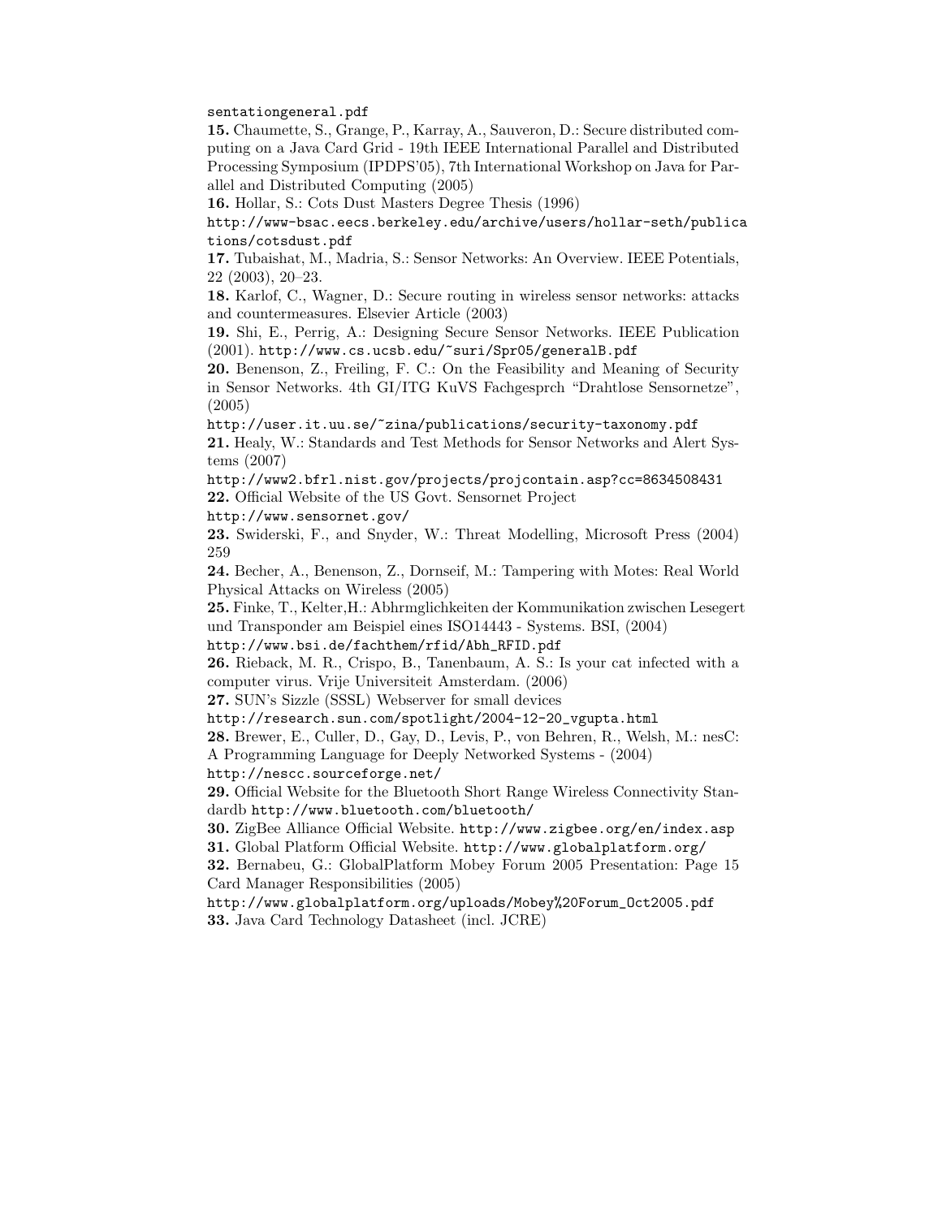sentationgeneral.pdf

**15.** Chaumette, S., Grange, P., Karray, A., Sauveron, D.: Secure distributed computing on a Java Card Grid - 19th IEEE International Parallel and Distributed Processing Symposium (IPDPS'05), 7th International Workshop on Java for Parallel and Distributed Computing (2005)

**16.** Hollar, S.: Cots Dust Masters Degree Thesis (1996)
http://www-bsac.eecs.berkeley.edu/archive/users/hollar-seth/publications/cotsdust.pdf

**17.** Tubaishat, M., Madria, S.: Sensor Networks: An Overview. IEEE Potentials, 22 (2003), 20–23.

**18.** Karlof, C., Wagner, D.: Secure routing in wireless sensor networks: attacks and countermeasures. Elsevier Article (2003)

**19.** Shi, E., Perrig, A.: Designing Secure Sensor Networks. IEEE Publication (2001). http://www.cs.ucsb.edu/~suri/Spr05/generalB.pdf

**20.** Benenson, Z., Freiling, F. C.: On the Feasibility and Meaning of Security in Sensor Networks. 4th GI/ITG KuVS Fachgesprch "Drahtlose Sensornetze", (2005)
http://user.it.uu.se/~zina/publications/security-taxonomy.pdf

**21.** Healy, W.: Standards and Test Methods for Sensor Networks and Alert Systems (2007)
http://www2.bfrl.nist.gov/projects/projcontain.asp?cc=8634508431

**22.** Official Website of the US Govt. Sensornet Project
http://www.sensornet.gov/

**23.** Swiderski, F., and Snyder, W.: Threat Modelling, Microsoft Press (2004) 259

**24.** Becher, A., Benenson, Z., Dornseif, M.: Tampering with Motes: Real World Physical Attacks on Wireless (2005)

**25.** Finke, T., Kelter,H.: Abhrmglichkeiten der Kommunikation zwischen Lesegert und Transponder am Beispiel eines ISO14443 - Systems. BSI, (2004)
http://www.bsi.de/fachthem/rfid/Abh_RFID.pdf

**26.** Rieback, M. R., Crispo, B., Tanenbaum, A. S.: Is your cat infected with a computer virus. Vrije Universiteit Amsterdam. (2006)

**27.** SUN's Sizzle (SSSL) Webserver for small devices
http://research.sun.com/spotlight/2004-12-20_vgupta.html

**28.** Brewer, E., Culler, D., Gay, D., Levis, P., von Behren, R., Welsh, M.: nesC: A Programming Language for Deeply Networked Systems - (2004)
http://nescc.sourceforge.net/

**29.** Official Website for the Bluetooth Short Range Wireless Connectivity Standardb http://www.bluetooth.com/bluetooth/

**30.** ZigBee Alliance Official Website. http://www.zigbee.org/en/index.asp

**31.** Global Platform Official Website. http://www.globalplatform.org/

**32.** Bernabeu, G.: GlobalPlatform Mobey Forum 2005 Presentation: Page 15 Card Manager Responsibilities (2005)
http://www.globalplatform.org/uploads/Mobey%20Forum_Oct2005.pdf

**33.** Java Card Technology Datasheet (incl. JCRE)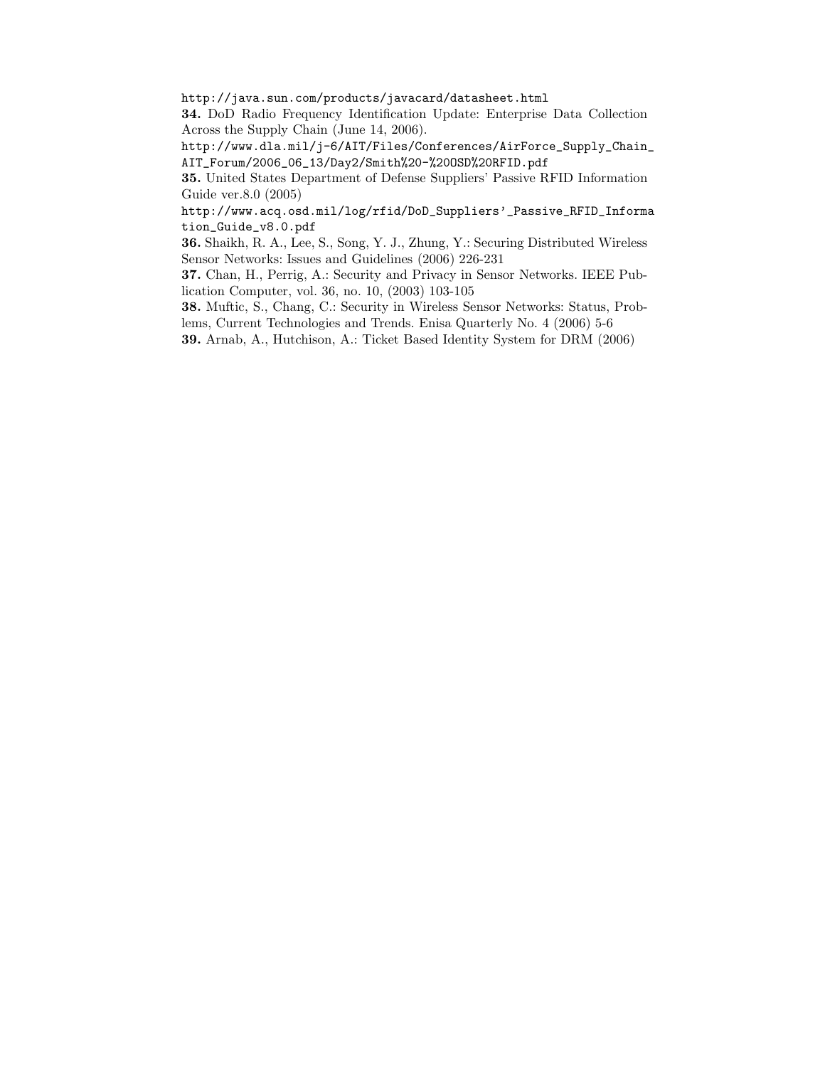http://java.sun.com/products/javacard/datasheet.html

**34.** DoD Radio Frequency Identification Update: Enterprise Data Collection Across the Supply Chain (June 14, 2006).
http://www.dla.mil/j-6/AIT/Files/Conferences/AirForce_Supply_Chain_AIT_Forum/2006_06_13/Day2/Smith%20-%20OSD%20RFID.pdf

**35.** United States Department of Defense Suppliers' Passive RFID Information Guide ver.8.0 (2005)
http://www.acq.osd.mil/log/rfid/DoD_Suppliers'_Passive_RFID_Information_Guide_v8.0.pdf

**36.** Shaikh, R. A., Lee, S., Song, Y. J., Zhung, Y.: Securing Distributed Wireless Sensor Networks: Issues and Guidelines (2006) 226-231

**37.** Chan, H., Perrig, A.: Security and Privacy in Sensor Networks. IEEE Publication Computer, vol. 36, no. 10, (2003) 103-105

**38.** Muftic, S., Chang, C.: Security in Wireless Sensor Networks: Status, Problems, Current Technologies and Trends. Enisa Quarterly No. 4 (2006) 5-6

**39.** Arnab, A., Hutchison, A.: Ticket Based Identity System for DRM (2006)